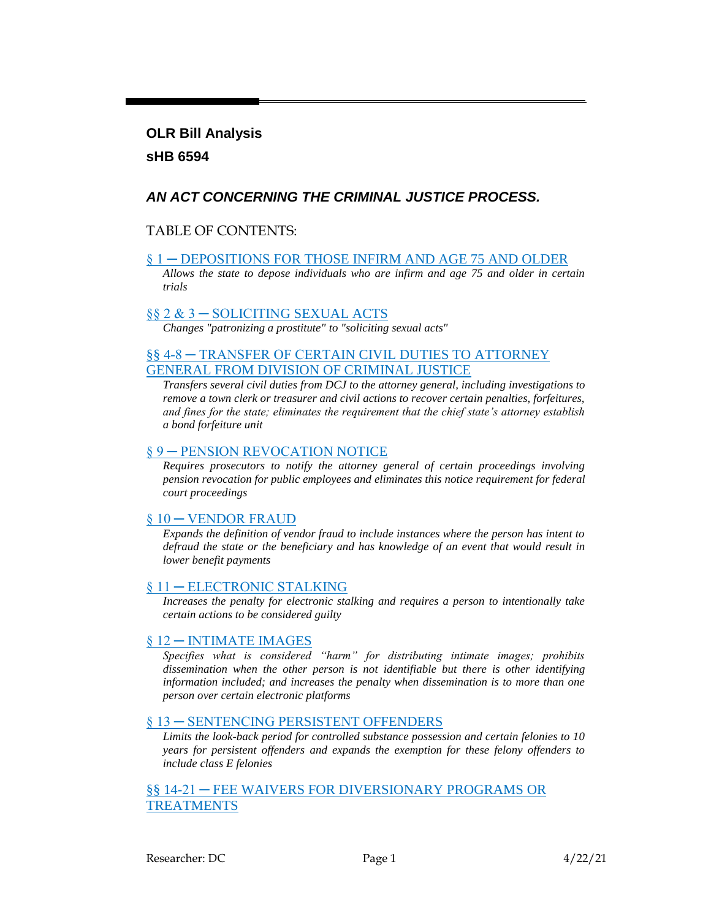**OLR Bill Analysis**

**sHB 6594**

## *AN ACT CONCERNING THE CRIMINAL JUSTICE PROCESS.*

TABLE OF CONTENTS:

§ 1 — DEPOSITIONS FOR THOSE INFIRM AND AGE 75 AND OLDER

*Allows the state to depose individuals who are infirm and age 75 and older in certain trials*

§§ 2 & 3 — SOLICITING SEXUAL ACTS

*Changes "patronizing a prostitute" to "soliciting sexual acts"*

§§ 4-8 — TRANSFER OF CERTAIN CIVIL DUTIES TO ATTORNEY GENERAL FROM DIVISION OF CRIMINAL JUSTICE

*Transfers several civil duties from DCJ to the attorney general, including investigations to remove a town clerk or treasurer and civil actions to recover certain penalties, forfeitures, and fines for the state; eliminates the requirement that the chief state's attorney establish a bond forfeiture unit*

§ 9 — PENSION REVOCATION NOTICE

*Requires prosecutors to notify the attorney general of certain proceedings involving pension revocation for public employees and eliminates this notice requirement for federal court proceedings*

§ 10 — VENDOR FRAUD

*Expands the definition of vendor fraud to include instances where the person has intent to defraud the state or the beneficiary and has knowledge of an event that would result in lower benefit payments*

§ 11 — ELECTRONIC STALKING

*Increases the penalty for electronic stalking and requires a person to intentionally take certain actions to be considered guilty*

§ 12 — INTIMATE IMAGES

*Specifies what is considered "harm" for distributing intimate images; prohibits dissemination when the other person is not identifiable but there is other identifying information included; and increases the penalty when dissemination is to more than one person over certain electronic platforms*

§ 13 — SENTENCING PERSISTENT OFFENDERS

*Limits the look-back period for controlled substance possession and certain felonies to 10 years for persistent offenders and expands the exemption for these felony offenders to include class E felonies*

§§ 14-21 — FEE WAIVERS FOR DIVERSIONARY PROGRAMS OR TREATMENTS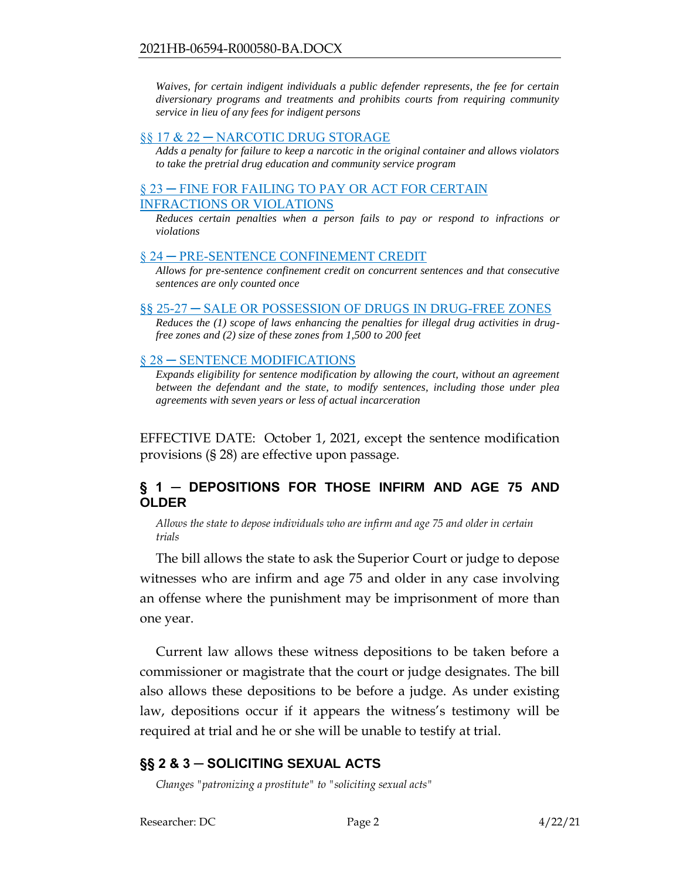*Waives, for certain indigent individuals a public defender represents, the fee for certain diversionary programs and treatments and prohibits courts from requiring community service in lieu of any fees for indigent persons*

§§ 17 & 22 — NARCOTIC DRUG STORAGE

*Adds a penalty for failure to keep a narcotic in the original container and allows violators to take the pretrial drug education and community service program*

§ 23 — FINE FOR FAILING TO PAY OR ACT FOR CERTAIN INFRACTIONS OR VIOLATIONS

*Reduces certain penalties when a person fails to pay or respond to infractions or violations*

§ 24 — PRE-SENTENCE CONFINEMENT CREDIT

*Allows for pre-sentence confinement credit on concurrent sentences and that consecutive sentences are only counted once*

§§ 25-27 — SALE OR POSSESSION OF DRUGS IN DRUG-FREE ZONES

*Reduces the (1) scope of laws enhancing the penalties for illegal drug activities in drug-free zones and (2) size of these zones from 1,500 to 200 feet*

§ 28 — SENTENCE MODIFICATIONS

*Expands eligibility for sentence modification by allowing the court, without an agreement between the defendant and the state, to modify sentences, including those under plea agreements with seven years or less of actual incarceration*

EFFECTIVE DATE: October 1, 2021, except the sentence modification provisions (§ 28) are effective upon passage.

## § 1 — DEPOSITIONS FOR THOSE INFIRM AND AGE 75 AND OLDER

*Allows the state to depose individuals who are infirm and age 75 and older in certain trials*

The bill allows the state to ask the Superior Court or judge to depose witnesses who are infirm and age 75 and older in any case involving an offense where the punishment may be imprisonment of more than one year.

Current law allows these witness depositions to be taken before a commissioner or magistrate that the court or judge designates. The bill also allows these depositions to be before a judge. As under existing law, depositions occur if it appears the witness's testimony will be required at trial and he or she will be unable to testify at trial.

## §§ 2 & 3 — SOLICITING SEXUAL ACTS

*Changes "patronizing a prostitute" to "soliciting sexual acts"*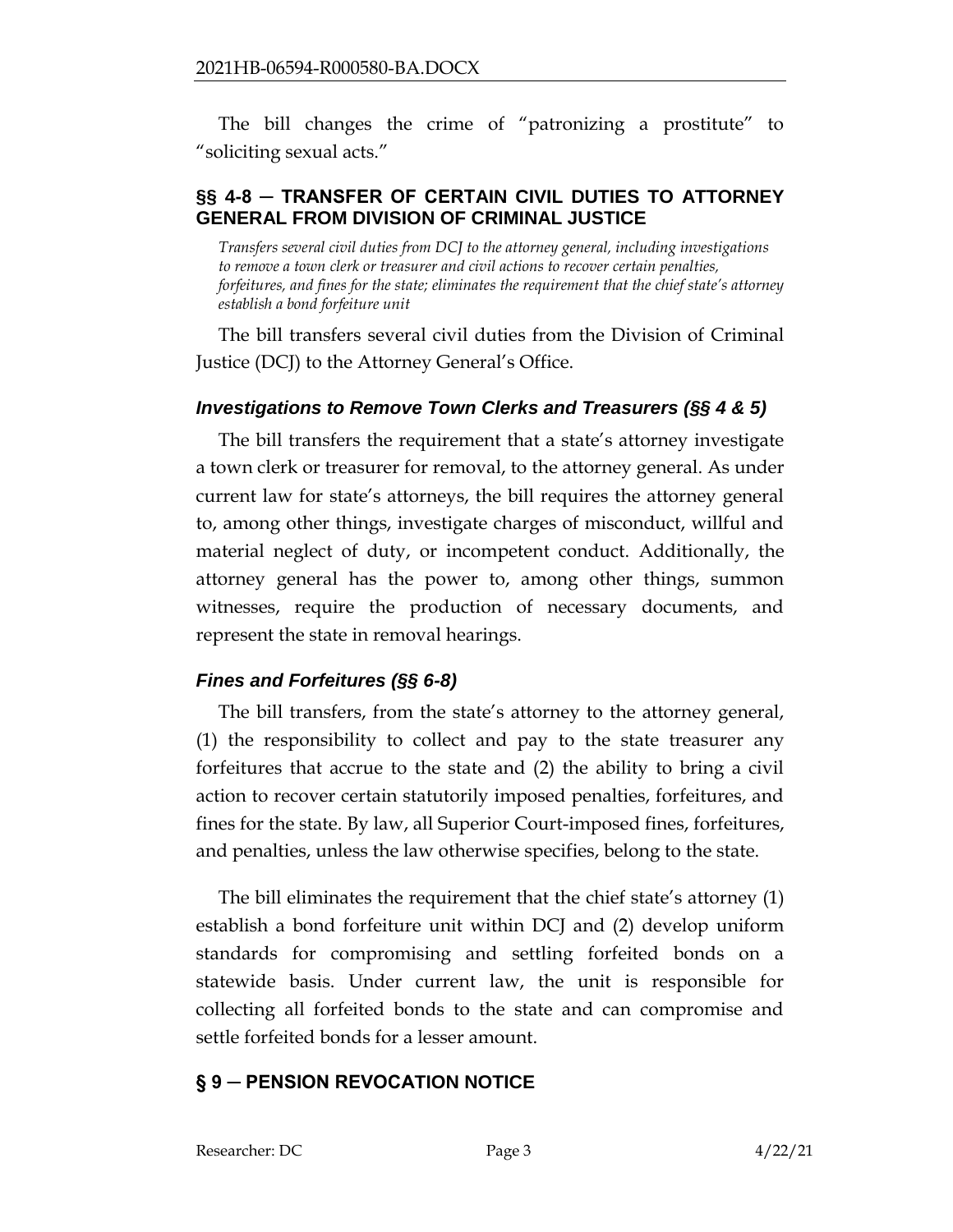The bill changes the crime of "patronizing a prostitute" to "soliciting sexual acts."

## §§ 4-8 — TRANSFER OF CERTAIN CIVIL DUTIES TO ATTORNEY GENERAL FROM DIVISION OF CRIMINAL JUSTICE

*Transfers several civil duties from DCJ to the attorney general, including investigations to remove a town clerk or treasurer and civil actions to recover certain penalties, forfeitures, and fines for the state; eliminates the requirement that the chief state's attorney establish a bond forfeiture unit*

The bill transfers several civil duties from the Division of Criminal Justice (DCJ) to the Attorney General's Office.

### *Investigations to Remove Town Clerks and Treasurers (§§ 4 & 5)*

The bill transfers the requirement that a state's attorney investigate a town clerk or treasurer for removal, to the attorney general. As under current law for state's attorneys, the bill requires the attorney general to, among other things, investigate charges of misconduct, willful and material neglect of duty, or incompetent conduct. Additionally, the attorney general has the power to, among other things, summon witnesses, require the production of necessary documents, and represent the state in removal hearings.

### *Fines and Forfeitures (§§ 6-8)*

The bill transfers, from the state's attorney to the attorney general, (1) the responsibility to collect and pay to the state treasurer any forfeitures that accrue to the state and (2) the ability to bring a civil action to recover certain statutorily imposed penalties, forfeitures, and fines for the state. By law, all Superior Court-imposed fines, forfeitures, and penalties, unless the law otherwise specifies, belong to the state.

The bill eliminates the requirement that the chief state's attorney (1) establish a bond forfeiture unit within DCJ and (2) develop uniform standards for compromising and settling forfeited bonds on a statewide basis. Under current law, the unit is responsible for collecting all forfeited bonds to the state and can compromise and settle forfeited bonds for a lesser amount.

## § 9 — PENSION REVOCATION NOTICE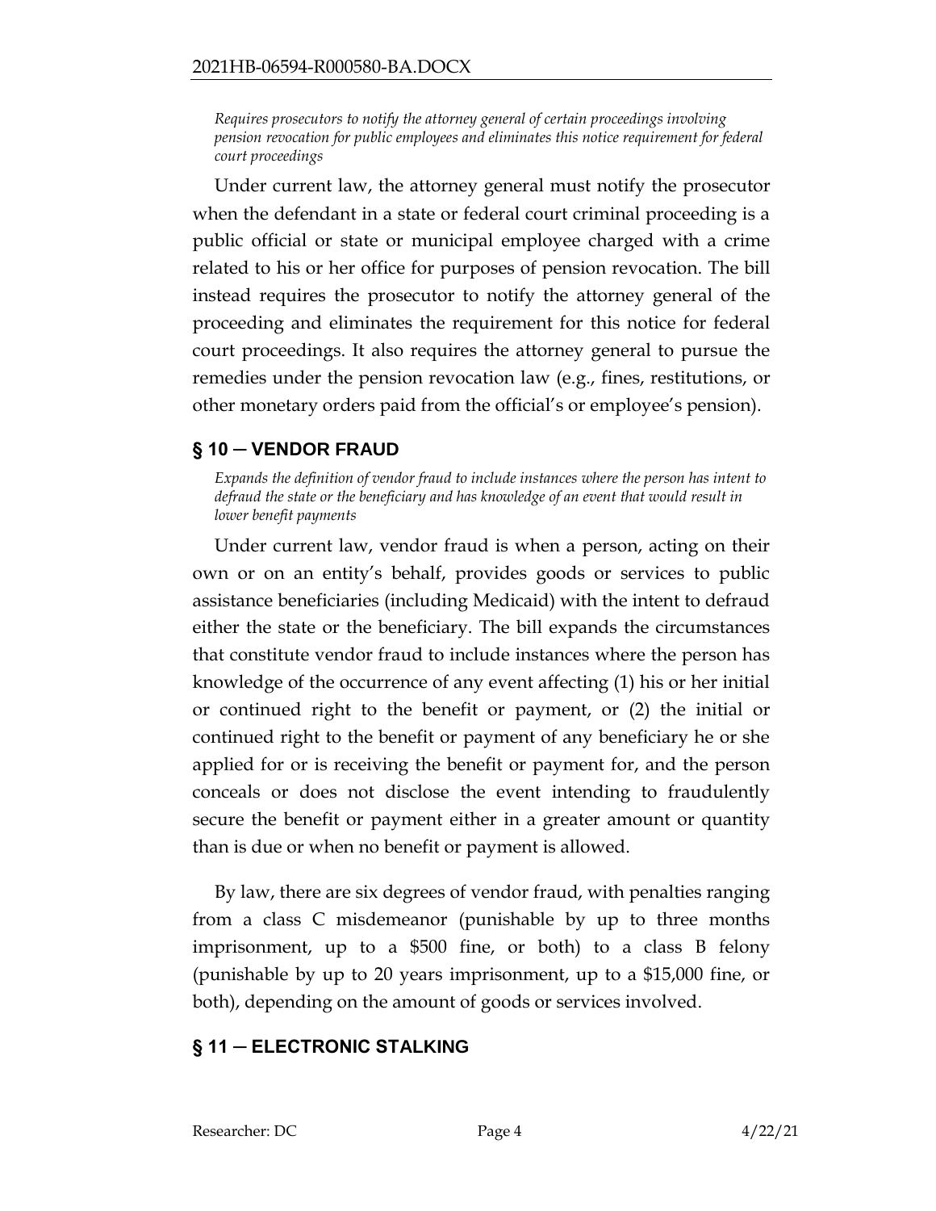*Requires prosecutors to notify the attorney general of certain proceedings involving pension revocation for public employees and eliminates this notice requirement for federal court proceedings*

Under current law, the attorney general must notify the prosecutor when the defendant in a state or federal court criminal proceeding is a public official or state or municipal employee charged with a crime related to his or her office for purposes of pension revocation. The bill instead requires the prosecutor to notify the attorney general of the proceeding and eliminates the requirement for this notice for federal court proceedings. It also requires the attorney general to pursue the remedies under the pension revocation law (e.g., fines, restitutions, or other monetary orders paid from the official's or employee's pension).

## § 10 — VENDOR FRAUD

*Expands the definition of vendor fraud to include instances where the person has intent to defraud the state or the beneficiary and has knowledge of an event that would result in lower benefit payments*

Under current law, vendor fraud is when a person, acting on their own or on an entity's behalf, provides goods or services to public assistance beneficiaries (including Medicaid) with the intent to defraud either the state or the beneficiary. The bill expands the circumstances that constitute vendor fraud to include instances where the person has knowledge of the occurrence of any event affecting (1) his or her initial or continued right to the benefit or payment, or (2) the initial or continued right to the benefit or payment of any beneficiary he or she applied for or is receiving the benefit or payment for, and the person conceals or does not disclose the event intending to fraudulently secure the benefit or payment either in a greater amount or quantity than is due or when no benefit or payment is allowed.

By law, there are six degrees of vendor fraud, with penalties ranging from a class C misdemeanor (punishable by up to three months imprisonment, up to a $500 fine, or both) to a class B felony (punishable by up to 20 years imprisonment, up to a $15,000 fine, or both), depending on the amount of goods or services involved.

## § 11 — ELECTRONIC STALKING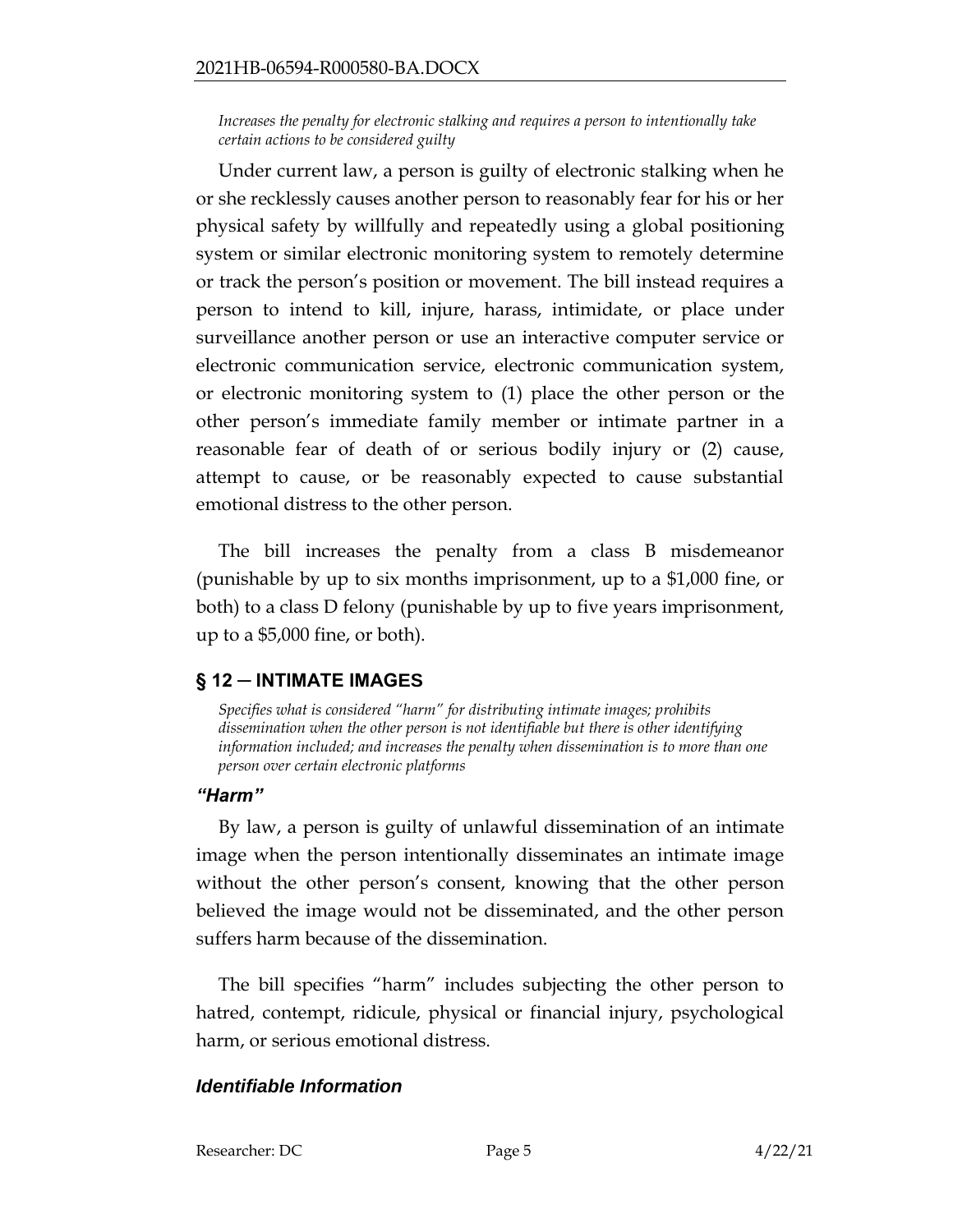*Increases the penalty for electronic stalking and requires a person to intentionally take certain actions to be considered guilty*

Under current law, a person is guilty of electronic stalking when he or she recklessly causes another person to reasonably fear for his or her physical safety by willfully and repeatedly using a global positioning system or similar electronic monitoring system to remotely determine or track the person's position or movement. The bill instead requires a person to intend to kill, injure, harass, intimidate, or place under surveillance another person or use an interactive computer service or electronic communication service, electronic communication system, or electronic monitoring system to (1) place the other person or the other person's immediate family member or intimate partner in a reasonable fear of death of or serious bodily injury or (2) cause, attempt to cause, or be reasonably expected to cause substantial emotional distress to the other person.

The bill increases the penalty from a class B misdemeanor (punishable by up to six months imprisonment, up to a $1,000 fine, or both) to a class D felony (punishable by up to five years imprisonment, up to a $5,000 fine, or both).

## § 12 — INTIMATE IMAGES

*Specifies what is considered "harm" for distributing intimate images; prohibits dissemination when the other person is not identifiable but there is other identifying information included; and increases the penalty when dissemination is to more than one person over certain electronic platforms*

### *"Harm"*

By law, a person is guilty of unlawful dissemination of an intimate image when the person intentionally disseminates an intimate image without the other person's consent, knowing that the other person believed the image would not be disseminated, and the other person suffers harm because of the dissemination.

The bill specifies "harm" includes subjecting the other person to hatred, contempt, ridicule, physical or financial injury, psychological harm, or serious emotional distress.

### *Identifiable Information*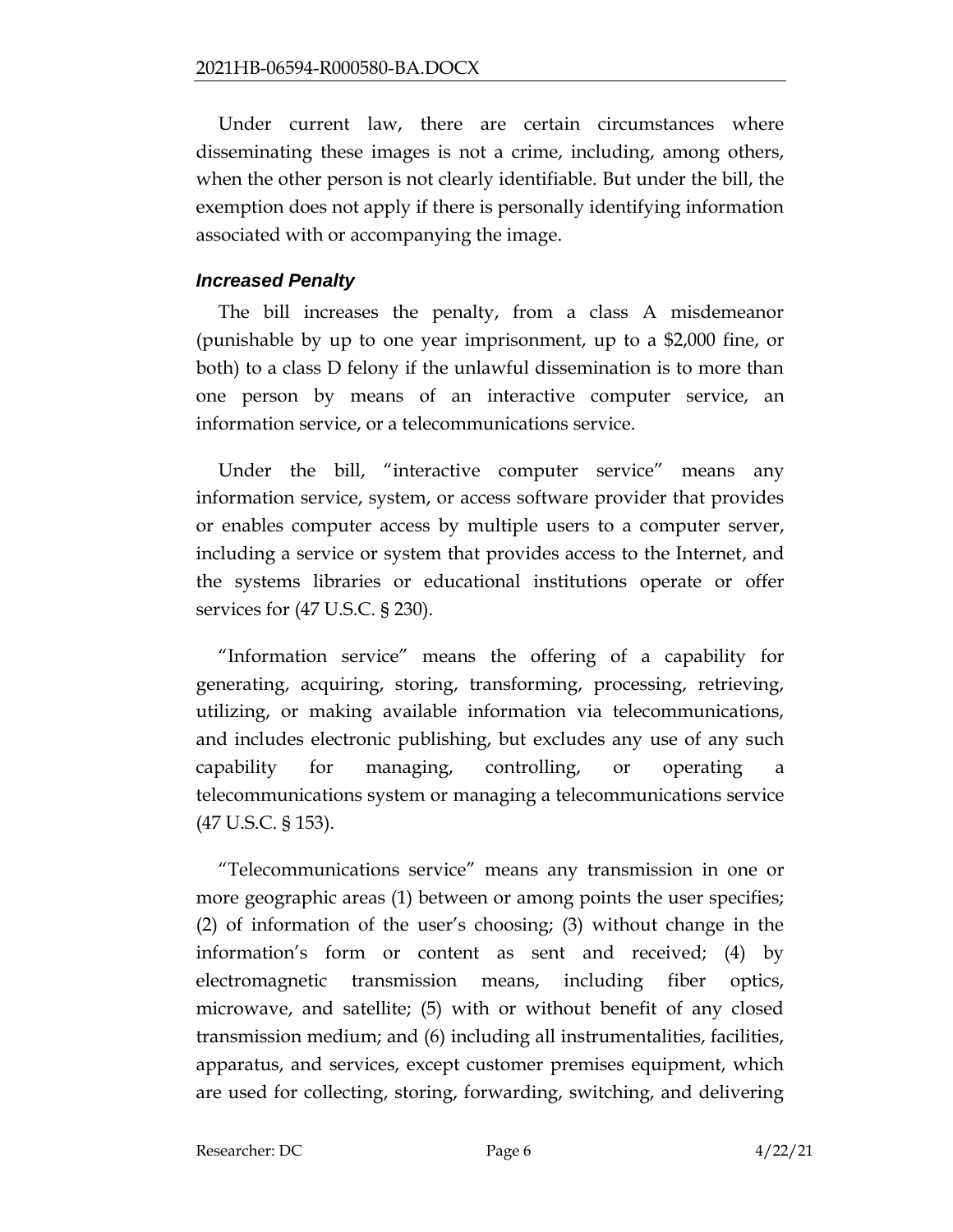Under current law, there are certain circumstances where disseminating these images is not a crime, including, among others, when the other person is not clearly identifiable. But under the bill, the exemption does not apply if there is personally identifying information associated with or accompanying the image.

### *Increased Penalty*

The bill increases the penalty, from a class A misdemeanor (punishable by up to one year imprisonment, up to a $2,000 fine, or both) to a class D felony if the unlawful dissemination is to more than one person by means of an interactive computer service, an information service, or a telecommunications service.

Under the bill, "interactive computer service" means any information service, system, or access software provider that provides or enables computer access by multiple users to a computer server, including a service or system that provides access to the Internet, and the systems libraries or educational institutions operate or offer services for (47 U.S.C. § 230).

"Information service" means the offering of a capability for generating, acquiring, storing, transforming, processing, retrieving, utilizing, or making available information via telecommunications, and includes electronic publishing, but excludes any use of any such capability for managing, controlling, or operating a telecommunications system or managing a telecommunications service (47 U.S.C. § 153).

"Telecommunications service" means any transmission in one or more geographic areas (1) between or among points the user specifies; (2) of information of the user's choosing; (3) without change in the information's form or content as sent and received; (4) by electromagnetic transmission means, including fiber optics, microwave, and satellite; (5) with or without benefit of any closed transmission medium; and (6) including all instrumentalities, facilities, apparatus, and services, except customer premises equipment, which are used for collecting, storing, forwarding, switching, and delivering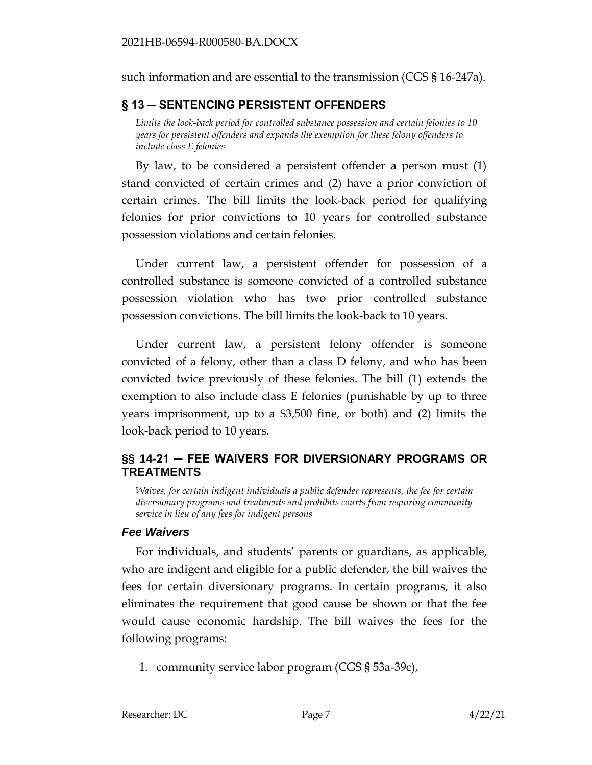such information and are essential to the transmission (CGS § 16-247a).

## § 13 ─ SENTENCING PERSISTENT OFFENDERS

*Limits the look-back period for controlled substance possession and certain felonies to 10 years for persistent offenders and expands the exemption for these felony offenders to include class E felonies*

By law, to be considered a persistent offender a person must (1) stand convicted of certain crimes and (2) have a prior conviction of certain crimes. The bill limits the look-back period for qualifying felonies for prior convictions to 10 years for controlled substance possession violations and certain felonies.

Under current law, a persistent offender for possession of a controlled substance is someone convicted of a controlled substance possession violation who has two prior controlled substance possession convictions. The bill limits the look-back to 10 years.

Under current law, a persistent felony offender is someone convicted of a felony, other than a class D felony, and who has been convicted twice previously of these felonies. The bill (1) extends the exemption to also include class E felonies (punishable by up to three years imprisonment, up to a $3,500 fine, or both) and (2) limits the look-back period to 10 years.

## §§ 14-21 ─ FEE WAIVERS FOR DIVERSIONARY PROGRAMS OR TREATMENTS

*Waives, for certain indigent individuals a public defender represents, the fee for certain diversionary programs and treatments and prohibits courts from requiring community service in lieu of any fees for indigent persons*

### *Fee Waivers*

For individuals, and students' parents or guardians, as applicable, who are indigent and eligible for a public defender, the bill waives the fees for certain diversionary programs. In certain programs, it also eliminates the requirement that good cause be shown or that the fee would cause economic hardship. The bill waives the fees for the following programs:

1. community service labor program (CGS § 53a-39c),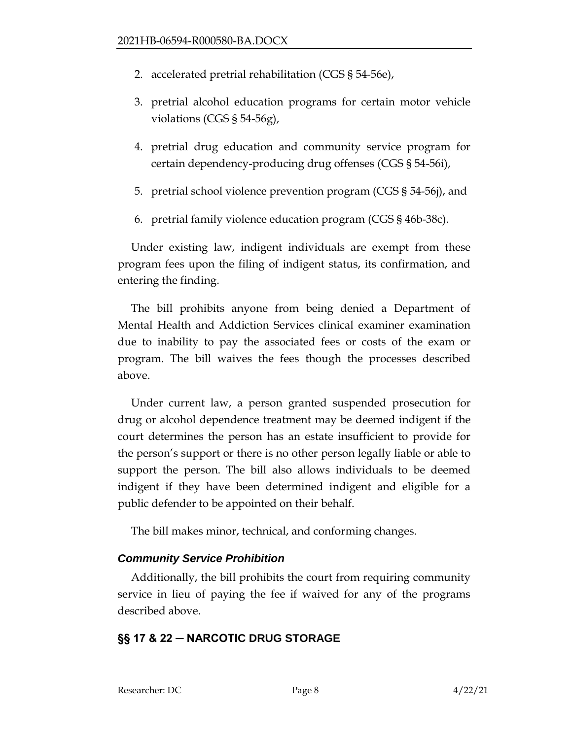2. accelerated pretrial rehabilitation (CGS § 54-56e),
3. pretrial alcohol education programs for certain motor vehicle violations (CGS § 54-56g),
4. pretrial drug education and community service program for certain dependency-producing drug offenses (CGS § 54-56i),
5. pretrial school violence prevention program (CGS § 54-56j), and
6. pretrial family violence education program (CGS § 46b-38c).

Under existing law, indigent individuals are exempt from these program fees upon the filing of indigent status, its confirmation, and entering the finding.

The bill prohibits anyone from being denied a Department of Mental Health and Addiction Services clinical examiner examination due to inability to pay the associated fees or costs of the exam or program. The bill waives the fees though the processes described above.

Under current law, a person granted suspended prosecution for drug or alcohol dependence treatment may be deemed indigent if the court determines the person has an estate insufficient to provide for the person's support or there is no other person legally liable or able to support the person. The bill also allows individuals to be deemed indigent if they have been determined indigent and eligible for a public defender to be appointed on their behalf.

The bill makes minor, technical, and conforming changes.

### *Community Service Prohibition*

Additionally, the bill prohibits the court from requiring community service in lieu of paying the fee if waived for any of the programs described above.

## §§ 17 & 22 ─ NARCOTIC DRUG STORAGE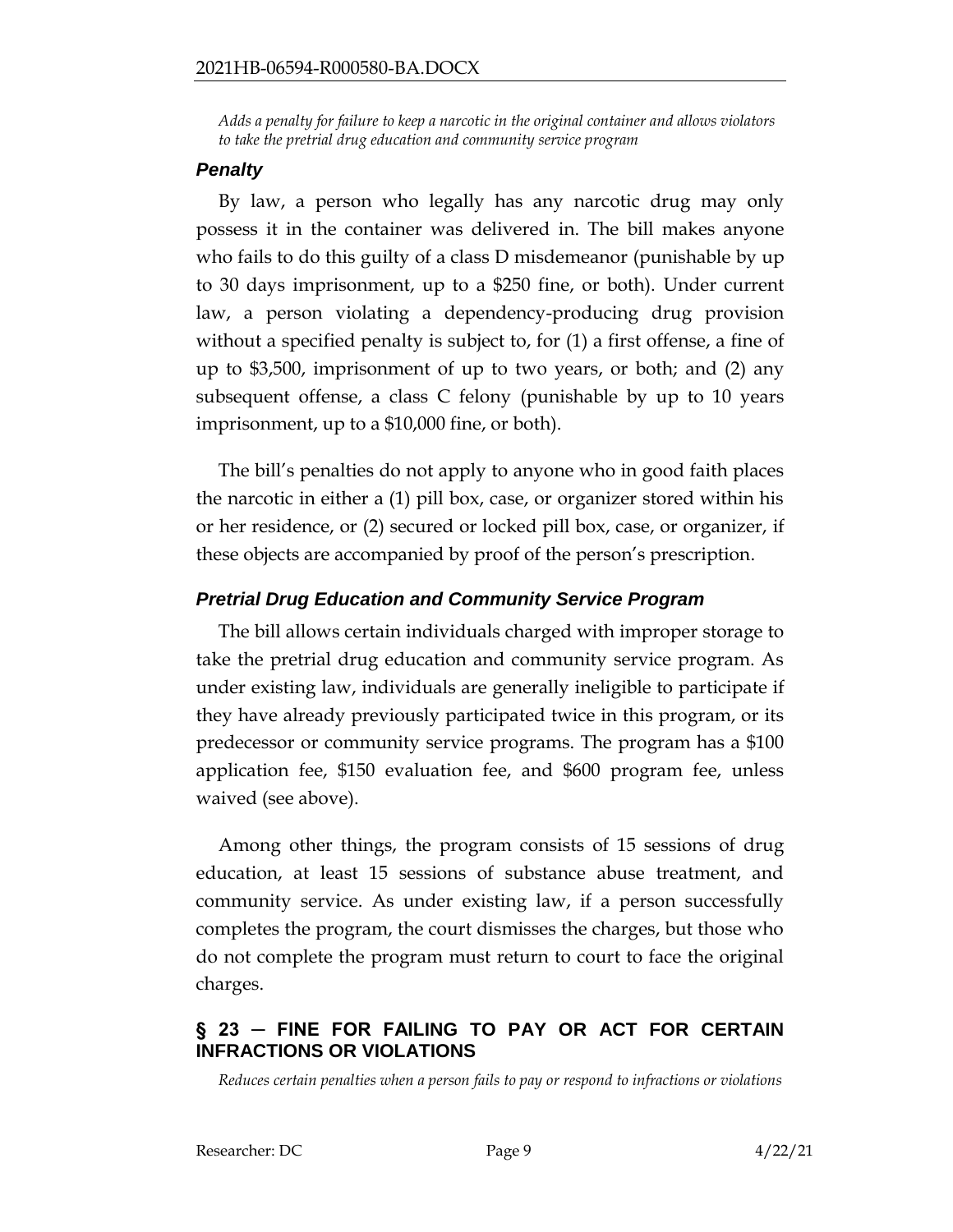*Adds a penalty for failure to keep a narcotic in the original container and allows violators to take the pretrial drug education and community service program*

### *Penalty*

By law, a person who legally has any narcotic drug may only possess it in the container was delivered in. The bill makes anyone who fails to do this guilty of a class D misdemeanor (punishable by up to 30 days imprisonment, up to a $250 fine, or both). Under current law, a person violating a dependency-producing drug provision without a specified penalty is subject to, for (1) a first offense, a fine of up to $3,500, imprisonment of up to two years, or both; and (2) any subsequent offense, a class C felony (punishable by up to 10 years imprisonment, up to a $10,000 fine, or both).

The bill's penalties do not apply to anyone who in good faith places the narcotic in either a (1) pill box, case, or organizer stored within his or her residence, or (2) secured or locked pill box, case, or organizer, if these objects are accompanied by proof of the person's prescription.

### *Pretrial Drug Education and Community Service Program*

The bill allows certain individuals charged with improper storage to take the pretrial drug education and community service program. As under existing law, individuals are generally ineligible to participate if they have already previously participated twice in this program, or its predecessor or community service programs. The program has a $100 application fee, $150 evaluation fee, and $600 program fee, unless waived (see above).

Among other things, the program consists of 15 sessions of drug education, at least 15 sessions of substance abuse treatment, and community service. As under existing law, if a person successfully completes the program, the court dismisses the charges, but those who do not complete the program must return to court to face the original charges.

## § 23 — FINE FOR FAILING TO PAY OR ACT FOR CERTAIN INFRACTIONS OR VIOLATIONS

*Reduces certain penalties when a person fails to pay or respond to infractions or violations*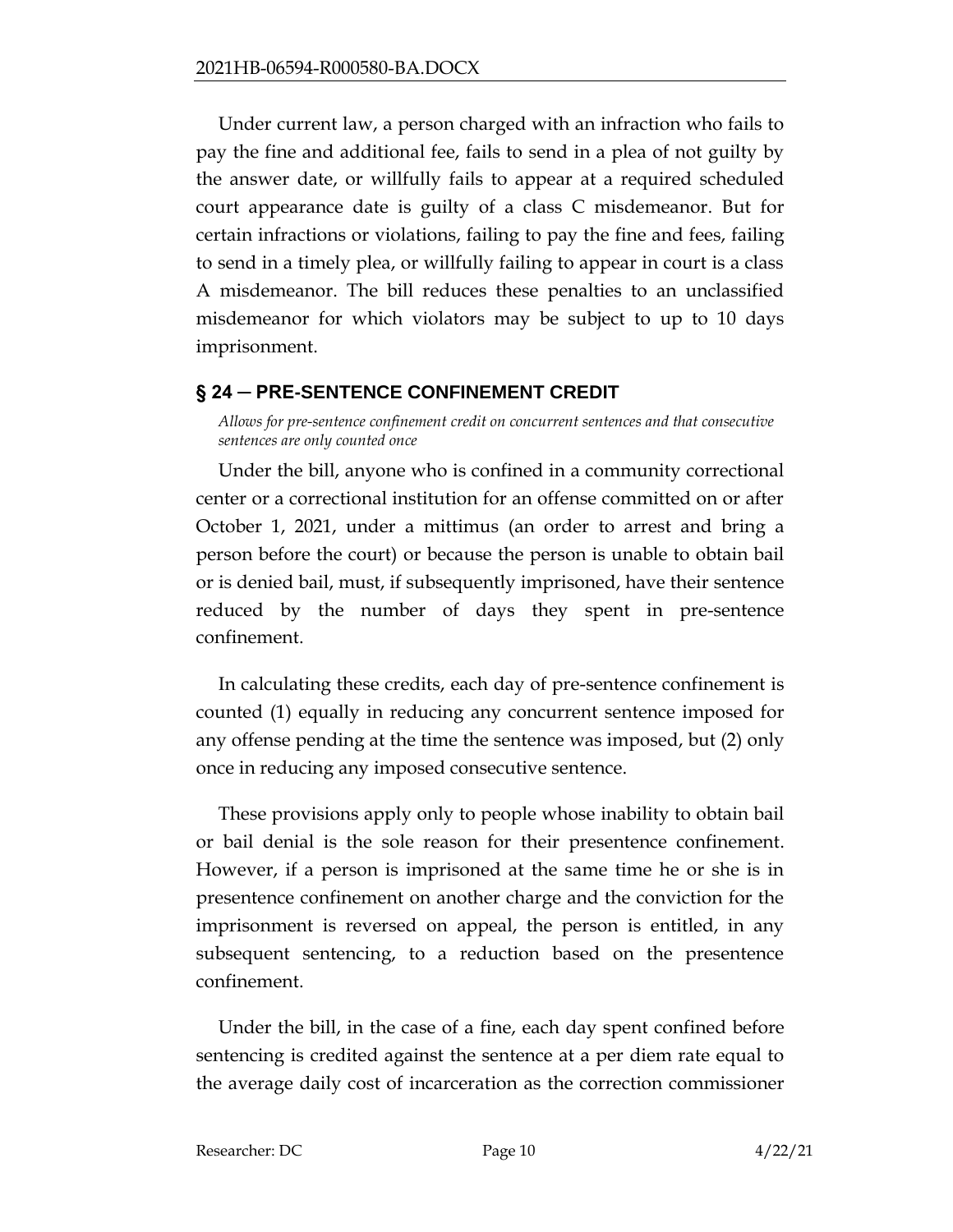Under current law, a person charged with an infraction who fails to pay the fine and additional fee, fails to send in a plea of not guilty by the answer date, or willfully fails to appear at a required scheduled court appearance date is guilty of a class C misdemeanor. But for certain infractions or violations, failing to pay the fine and fees, failing to send in a timely plea, or willfully failing to appear in court is a class A misdemeanor. The bill reduces these penalties to an unclassified misdemeanor for which violators may be subject to up to 10 days imprisonment.

## § 24 ─ PRE-SENTENCE CONFINEMENT CREDIT

*Allows for pre-sentence confinement credit on concurrent sentences and that consecutive sentences are only counted once*

Under the bill, anyone who is confined in a community correctional center or a correctional institution for an offense committed on or after October 1, 2021, under a mittimus (an order to arrest and bring a person before the court) or because the person is unable to obtain bail or is denied bail, must, if subsequently imprisoned, have their sentence reduced by the number of days they spent in pre-sentence confinement.

In calculating these credits, each day of pre-sentence confinement is counted (1) equally in reducing any concurrent sentence imposed for any offense pending at the time the sentence was imposed, but (2) only once in reducing any imposed consecutive sentence.

These provisions apply only to people whose inability to obtain bail or bail denial is the sole reason for their presentence confinement. However, if a person is imprisoned at the same time he or she is in presentence confinement on another charge and the conviction for the imprisonment is reversed on appeal, the person is entitled, in any subsequent sentencing, to a reduction based on the presentence confinement.

Under the bill, in the case of a fine, each day spent confined before sentencing is credited against the sentence at a per diem rate equal to the average daily cost of incarceration as the correction commissioner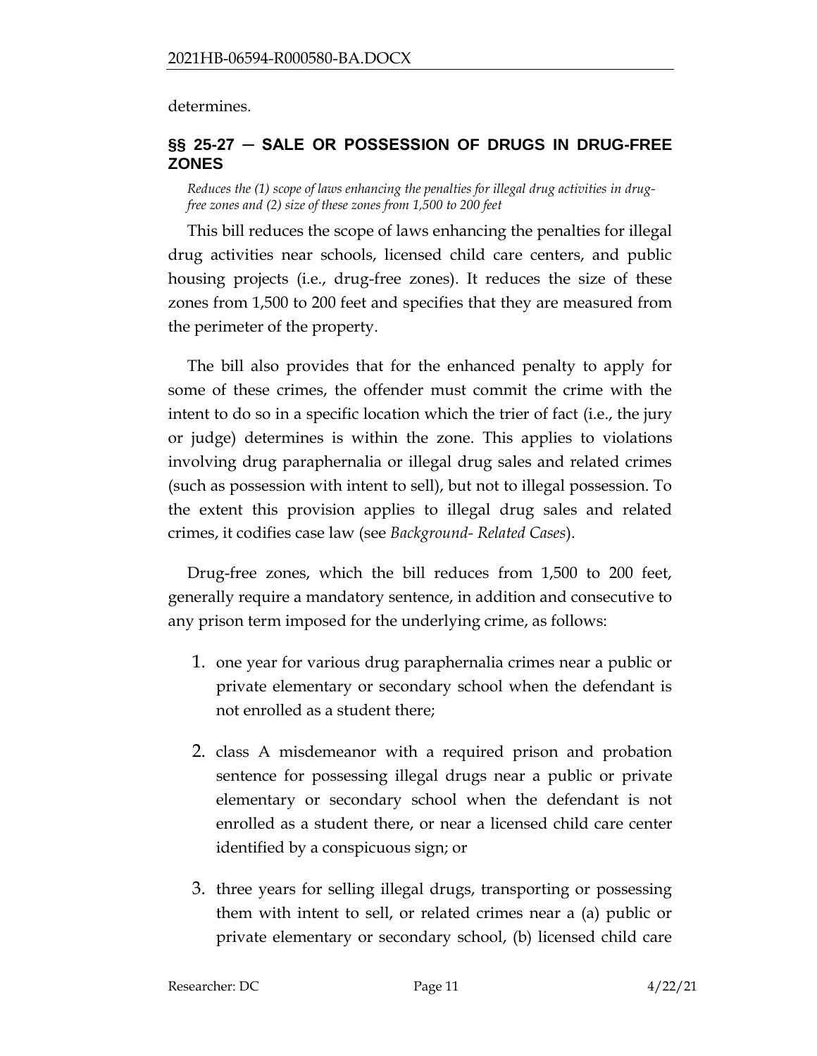determines.

## §§ 25-27 — SALE OR POSSESSION OF DRUGS IN DRUG-FREE ZONES

*Reduces the (1) scope of laws enhancing the penalties for illegal drug activities in drug-free zones and (2) size of these zones from 1,500 to 200 feet*

This bill reduces the scope of laws enhancing the penalties for illegal drug activities near schools, licensed child care centers, and public housing projects (i.e., drug-free zones). It reduces the size of these zones from 1,500 to 200 feet and specifies that they are measured from the perimeter of the property.

The bill also provides that for the enhanced penalty to apply for some of these crimes, the offender must commit the crime with the intent to do so in a specific location which the trier of fact (i.e., the jury or judge) determines is within the zone. This applies to violations involving drug paraphernalia or illegal drug sales and related crimes (such as possession with intent to sell), but not to illegal possession. To the extent this provision applies to illegal drug sales and related crimes, it codifies case law (see *Background- Related Cases*).

Drug-free zones, which the bill reduces from 1,500 to 200 feet, generally require a mandatory sentence, in addition and consecutive to any prison term imposed for the underlying crime, as follows:

1. one year for various drug paraphernalia crimes near a public or private elementary or secondary school when the defendant is not enrolled as a student there;
2. class A misdemeanor with a required prison and probation sentence for possessing illegal drugs near a public or private elementary or secondary school when the defendant is not enrolled as a student there, or near a licensed child care center identified by a conspicuous sign; or
3. three years for selling illegal drugs, transporting or possessing them with intent to sell, or related crimes near a (a) public or private elementary or secondary school, (b) licensed child care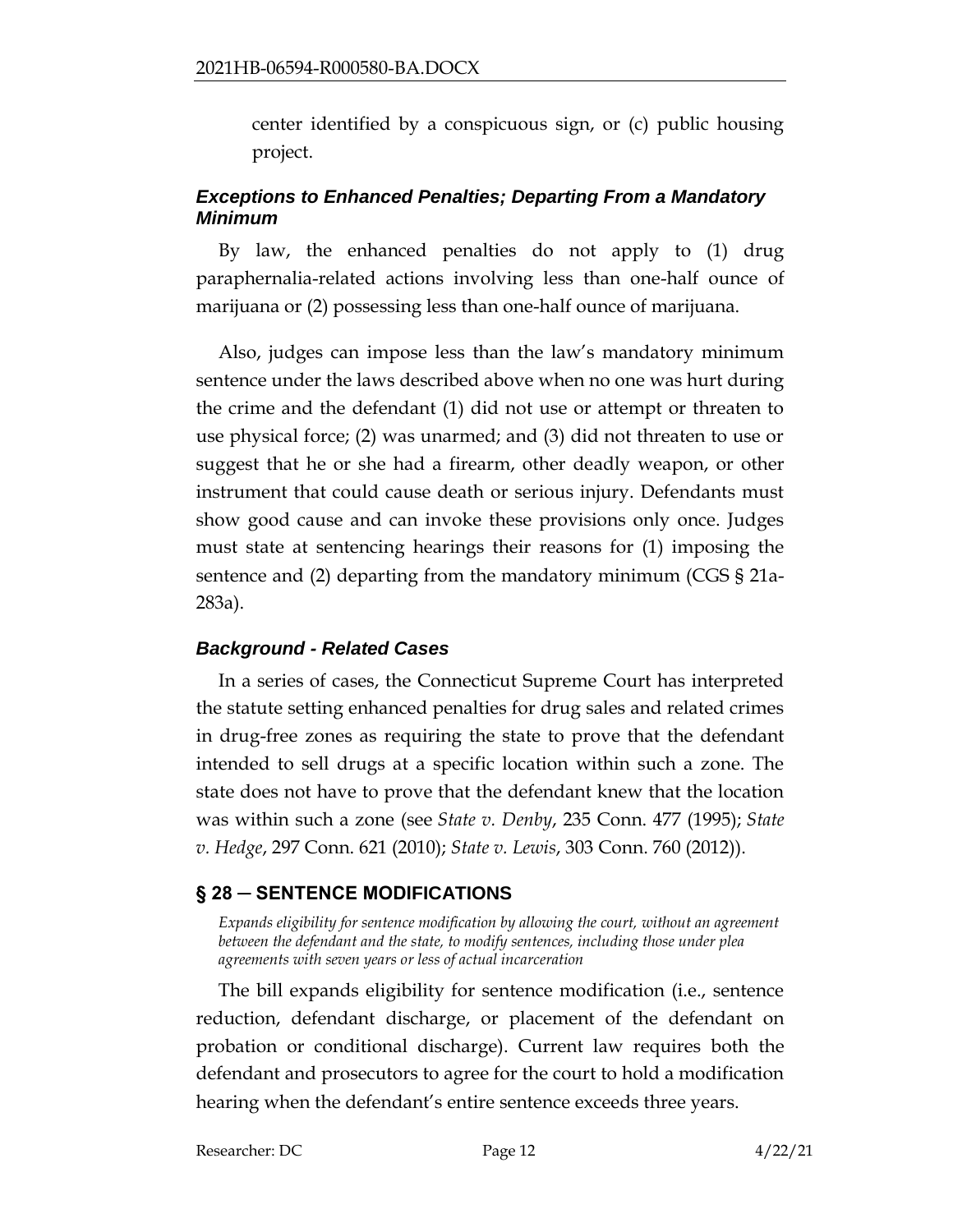center identified by a conspicuous sign, or (c) public housing project.

### *Exceptions to Enhanced Penalties; Departing From a Mandatory Minimum*

By law, the enhanced penalties do not apply to (1) drug paraphernalia-related actions involving less than one-half ounce of marijuana or (2) possessing less than one-half ounce of marijuana.

Also, judges can impose less than the law's mandatory minimum sentence under the laws described above when no one was hurt during the crime and the defendant (1) did not use or attempt or threaten to use physical force; (2) was unarmed; and (3) did not threaten to use or suggest that he or she had a firearm, other deadly weapon, or other instrument that could cause death or serious injury. Defendants must show good cause and can invoke these provisions only once. Judges must state at sentencing hearings their reasons for (1) imposing the sentence and (2) departing from the mandatory minimum (CGS § 21a-283a).

### *Background - Related Cases*

In a series of cases, the Connecticut Supreme Court has interpreted the statute setting enhanced penalties for drug sales and related crimes in drug-free zones as requiring the state to prove that the defendant intended to sell drugs at a specific location within such a zone. The state does not have to prove that the defendant knew that the location was within such a zone (see *State v. Denby*, 235 Conn. 477 (1995); *State v. Hedge*, 297 Conn. 621 (2010); *State v. Lewis*, 303 Conn. 760 (2012)).

## § 28 — SENTENCE MODIFICATIONS

*Expands eligibility for sentence modification by allowing the court, without an agreement between the defendant and the state, to modify sentences, including those under plea agreements with seven years or less of actual incarceration*

The bill expands eligibility for sentence modification (i.e., sentence reduction, defendant discharge, or placement of the defendant on probation or conditional discharge). Current law requires both the defendant and prosecutors to agree for the court to hold a modification hearing when the defendant's entire sentence exceeds three years.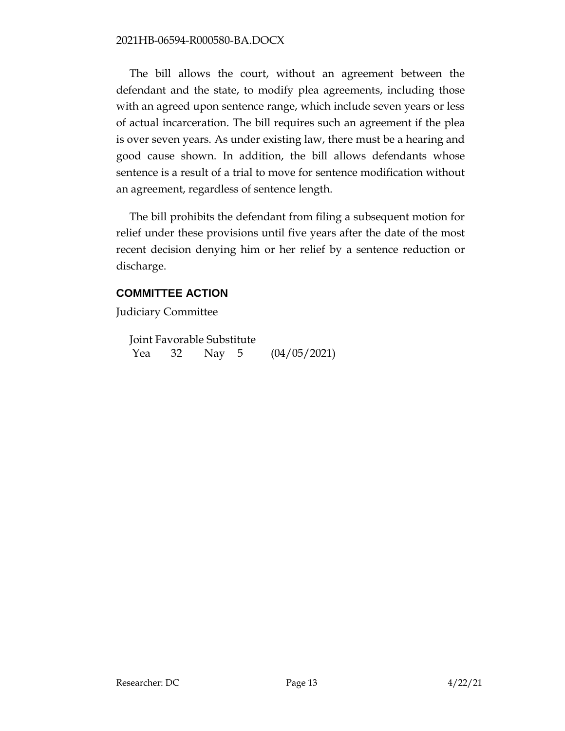The bill allows the court, without an agreement between the defendant and the state, to modify plea agreements, including those with an agreed upon sentence range, which include seven years or less of actual incarceration. The bill requires such an agreement if the plea is over seven years. As under existing law, there must be a hearing and good cause shown. In addition, the bill allows defendants whose sentence is a result of a trial to move for sentence modification without an agreement, regardless of sentence length.

The bill prohibits the defendant from filing a subsequent motion for relief under these provisions until five years after the date of the most recent decision denying him or her relief by a sentence reduction or discharge.

## COMMITTEE ACTION

Judiciary Committee

Joint Favorable Substitute
Yea 32 Nay 5 (04/05/2021)